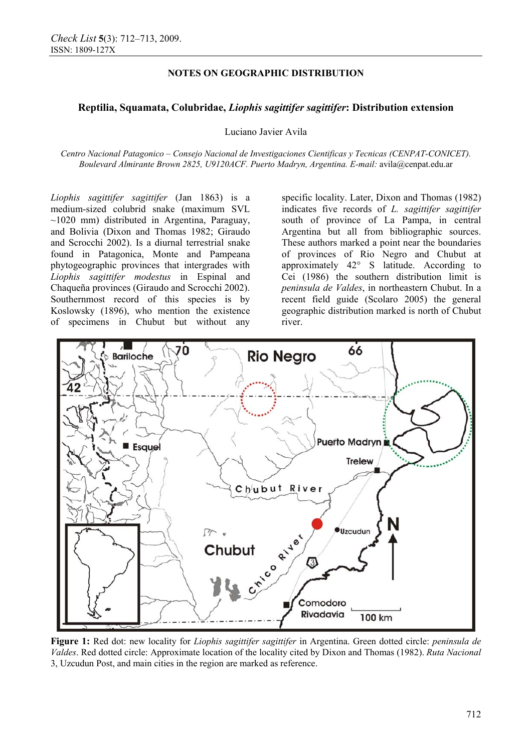## NOTES ON GEOGRAPHIC DISTRIBUTION

# Reptilia, Squamata, Colubridae, *Liophis sagittifer sagittifer*: Distribution extension

Luciano Javier Avila

*Centro Nacional Patagonico – Consejo Nacional de Investigaciones Cientificas y Tecnicas (CENPAT-CONICET). Boulevard Almirante Brown 2825, U9120ACF. Puerto Madryn, Argentina. E-mail:* avila@cenpat.edu.ar

*Liophis sagittifer sagittifer* (Jan 1863) is a medium-sized colubrid snake (maximum SVL ~1020 mm) distributed in Argentina, Paraguay, and Bolivia (Dixon and Thomas 1982; Giraudo and Scrocchi 2002). Is a diurnal terrestrial snake found in Patagonica, Monte and Pampeana phytogeographic provinces that intergrades with *Liophis sagittifer modestus* in Espinal and Chaqueña provinces (Giraudo and Scrocchi 2002). Southernmost record of this species is by Koslowsky (1896), who mention the existence of specimens in Chubut but without any specific locality. Later, Dixon and Thomas (1982) indicates five records of *L. sagittifer sagittifer* south of province of La Pampa, in central Argentina but all from bibliographic sources. These authors marked a point near the boundaries of provinces of Rio Negro and Chubut at approximately 42° S latitude. According to Cei (1986) the southern distribution limit is *peninsula de Valdes*, in northeastern Chubut. In a recent field guide (Scolaro 2005) the general geographic distribution marked is north of Chubut river.

**Figure 1:** Red dot: new locality for *Liophis sagittifer sagittifer* in Argentina. Green dotted circle: *peninsula de Valdes*. Red dotted circle: Approximate location of the locality cited by Dixon and Thomas (1982). *Ruta Nacional* 3, Uzcudun Post, and main cities in the region are marked as reference.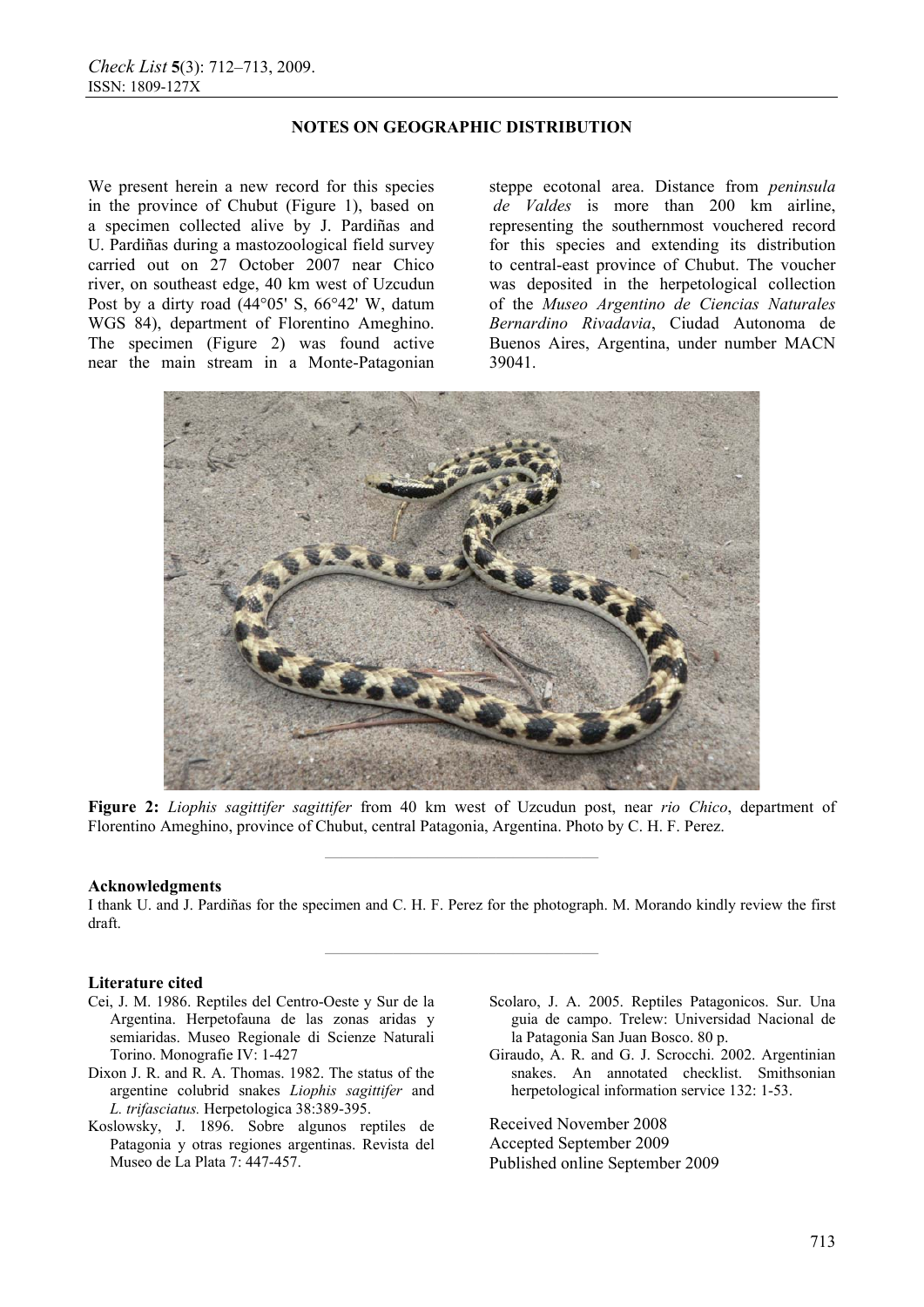We present herein a new record for this species in the province of Chubut (Figure 1), based on a specimen collected alive by J. Pardiñas and U. Pardiñas during a mastozoological field survey carried out on 27 October 2007 near Chico river, on southeast edge, 40 km west of Uzcudun Post by a dirty road (44°05' S, 66°42' W, datum WGS 84), department of Florentino Ameghino. The specimen (Figure 2) was found active near the main stream in a Monte-Patagonian steppe ecotonal area. Distance from *peninsula de Valdes* is more than 200 km airline, representing the southernmost vouchered record for this species and extending its distribution to central-east province of Chubut. The voucher was deposited in the herpetological collection of the *Museo Argentino de Ciencias Naturales Bernardino Rivadavia*, Ciudad Autonoma de Buenos Aires, Argentina, under number MACN 39041.

**Figure 2:** *Liophis sagittifer sagittifer* from 40 km west of Uzcudun post, near *rio Chico*, department of Florentino Ameghino, province of Chubut, central Patagonia, Argentina. Photo by C. H. F. Perez.

### Acknowledgments

I thank U. and J. Pardiñas for the specimen and C. H. F. Perez for the photograph. M. Morando kindly review the first draft.

### Literature cited

Cei, J. M. 1986. Reptiles del Centro-Oeste y Sur de la Argentina. Herpetofauna de las zonas aridas y semiaridas. Museo Regionale di Scienze Naturali Torino. Monografie IV: 1-427

Dixon J. R. and R. A. Thomas. 1982. The status of the argentine colubrid snakes *Liophis sagittifer* and *L. trifasciatus.* Herpetologica 38:389-395.

Koslowsky, J. 1896. Sobre algunos reptiles de Patagonia y otras regiones argentinas. Revista del Museo de La Plata 7: 447-457.

Scolaro, J. A. 2005. Reptiles Patagonicos. Sur. Una guia de campo. Trelew: Universidad Nacional de la Patagonia San Juan Bosco. 80 p.

Giraudo, A. R. and G. J. Scrocchi. 2002. Argentinian snakes. An annotated checklist. Smithsonian herpetological information service 132: 1-53.

Received November 2008
Accepted September 2009
Published online September 2009